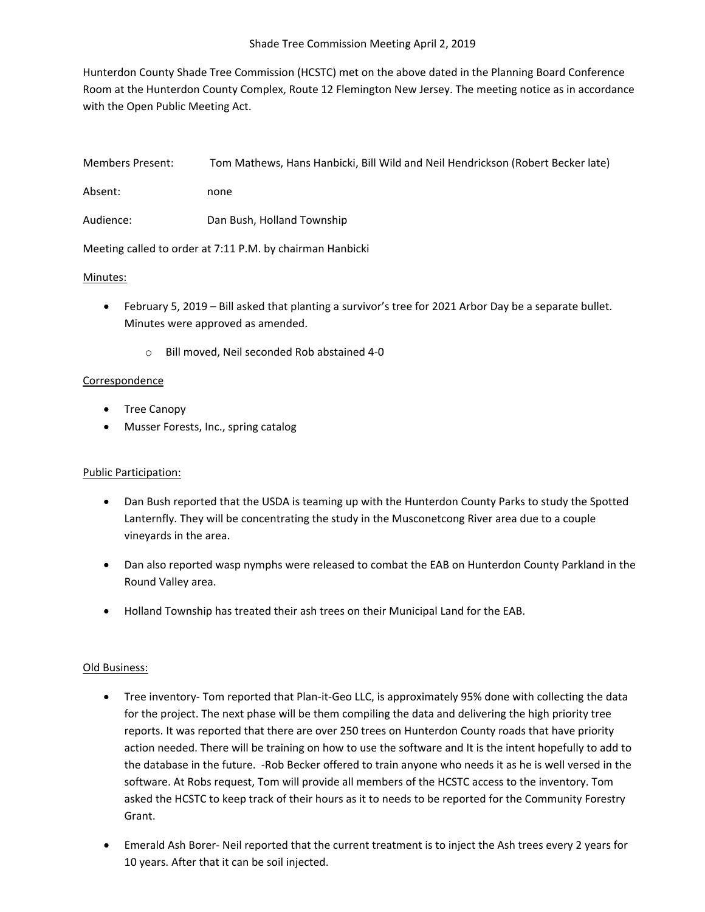Shade Tree Commission Meeting April 2, 2019

Hunterdon County Shade Tree Commission (HCSTC) met on the above dated in the Planning Board Conference Room at the Hunterdon County Complex, Route 12 Flemington New Jersey. The meeting notice as in accordance with the Open Public Meeting Act.

Members Present: Tom Mathews, Hans Hanbicki, Bill Wild and Neil Hendrickson (Robert Becker late)

Absent: none

Audience: Dan Bush, Holland Township

Meeting called to order at 7:11 P.M. by chairman Hanbicki

Minutes:

- February 5, 2019 – Bill asked that planting a survivor's tree for 2021 Arbor Day be a separate bullet. Minutes were approved as amended.
  - Bill moved, Neil seconded Rob abstained 4-0

Correspondence

- Tree Canopy
- Musser Forests, Inc., spring catalog

Public Participation:

- Dan Bush reported that the USDA is teaming up with the Hunterdon County Parks to study the Spotted Lanternfly. They will be concentrating the study in the Musconetcong River area due to a couple vineyards in the area.
- Dan also reported wasp nymphs were released to combat the EAB on Hunterdon County Parkland in the Round Valley area.
- Holland Township has treated their ash trees on their Municipal Land for the EAB.

Old Business:

- Tree inventory- Tom reported that Plan-it-Geo LLC, is approximately 95% done with collecting the data for the project. The next phase will be them compiling the data and delivering the high priority tree reports. It was reported that there are over 250 trees on Hunterdon County roads that have priority action needed. There will be training on how to use the software and It is the intent hopefully to add to the database in the future. -Rob Becker offered to train anyone who needs it as he is well versed in the software. At Robs request, Tom will provide all members of the HCSTC access to the inventory. Tom asked the HCSTC to keep track of their hours as it to needs to be reported for the Community Forestry Grant.
- Emerald Ash Borer- Neil reported that the current treatment is to inject the Ash trees every 2 years for 10 years. After that it can be soil injected.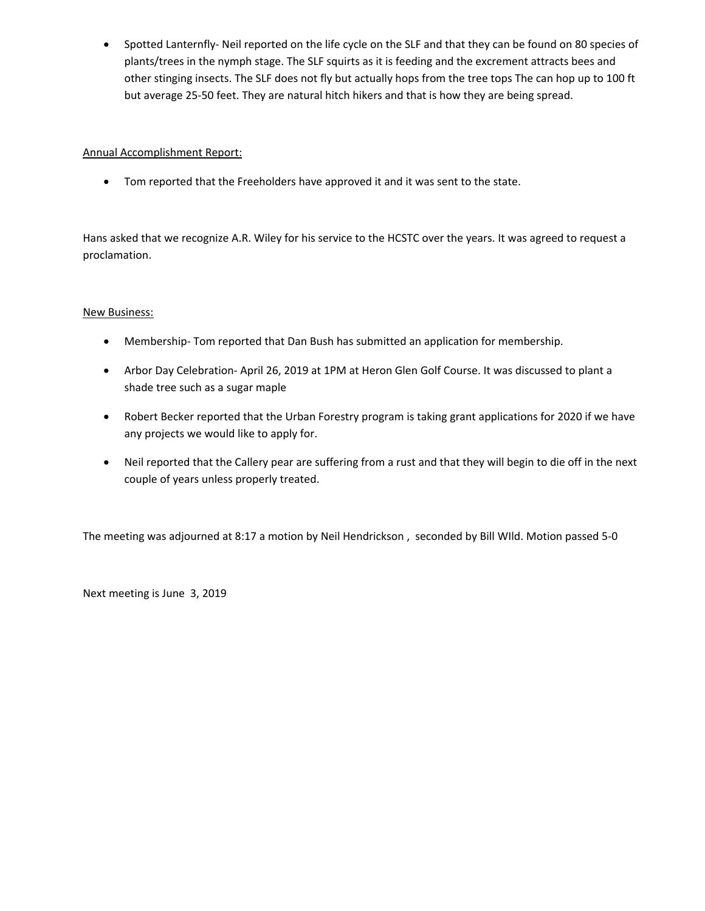- Spotted Lanternfly- Neil reported on the life cycle on the SLF and that they can be found on 80 species of plants/trees in the nymph stage. The SLF squirts as it is feeding and the excrement attracts bees and other stinging insects. The SLF does not fly but actually hops from the tree tops The can hop up to 100 ft but average 25-50 feet. They are natural hitch hikers and that is how they are being spread.

Annual Accomplishment Report:

- Tom reported that the Freeholders have approved it and it was sent to the state.

Hans asked that we recognize A.R. Wiley for his service to the HCSTC over the years. It was agreed to request a proclamation.

New Business:

- Membership- Tom reported that Dan Bush has submitted an application for membership.
- Arbor Day Celebration- April 26, 2019 at 1PM at Heron Glen Golf Course. It was discussed to plant a shade tree such as a sugar maple
- Robert Becker reported that the Urban Forestry program is taking grant applications for 2020 if we have any projects we would like to apply for.
- Neil reported that the Callery pear are suffering from a rust and that they will begin to die off in the next couple of years unless properly treated.

The meeting was adjourned at 8:17 a motion by Neil Hendrickson , seconded by Bill WIld. Motion passed 5-0

Next meeting is June 3, 2019